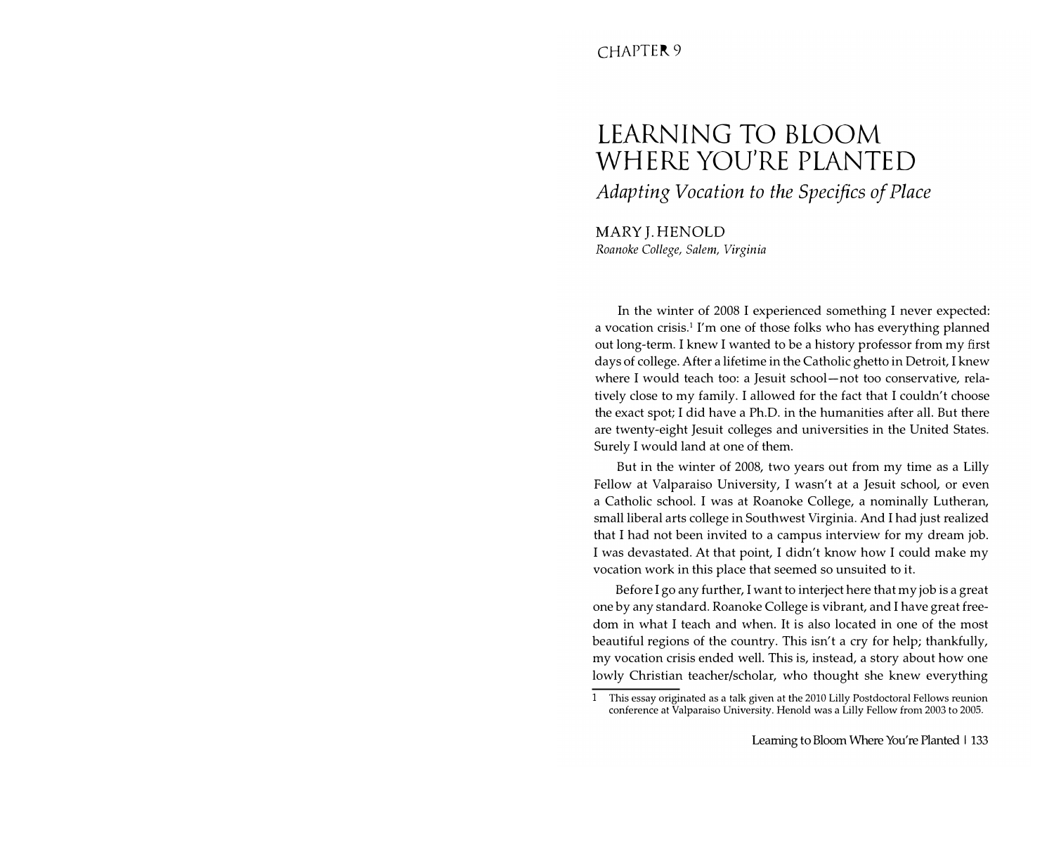CHAPTER 9

# LEARNING TO BLOOM WHERE YOU'RE PLANTED

## *Adapting Vocation to the Specifics of Place*

MARY J. HENOLD
*Roanoke College, Salem, Virginia*

In the winter of 2008 I experienced something I never expected: a vocation crisis.[1] I'm one of those folks who has everything planned out long-term. I knew I wanted to be a history professor from my first days of college. After a lifetime in the Catholic ghetto in Detroit, I knew where I would teach too: a Jesuit school—not too conservative, relatively close to my family. I allowed for the fact that I couldn't choose the exact spot; I did have a Ph.D. in the humanities after all. But there are twenty-eight Jesuit colleges and universities in the United States. Surely I would land at one of them.

But in the winter of 2008, two years out from my time as a Lilly Fellow at Valparaiso University, I wasn't at a Jesuit school, or even a Catholic school. I was at Roanoke College, a nominally Lutheran, small liberal arts college in Southwest Virginia. And I had just realized that I had not been invited to a campus interview for my dream job. I was devastated. At that point, I didn't know how I could make my vocation work in this place that seemed so unsuited to it.

Before I go any further, I want to interject here that my job is a great one by any standard. Roanoke College is vibrant, and I have great freedom in what I teach and when. It is also located in one of the most beautiful regions of the country. This isn't a cry for help; thankfully, my vocation crisis ended well. This is, instead, a story about how one lowly Christian teacher/scholar, who thought she knew everything

[1] This essay originated as a talk given at the 2010 Lilly Postdoctoral Fellows reunion conference at Valparaiso University. Henold was a Lilly Fellow from 2003 to 2005.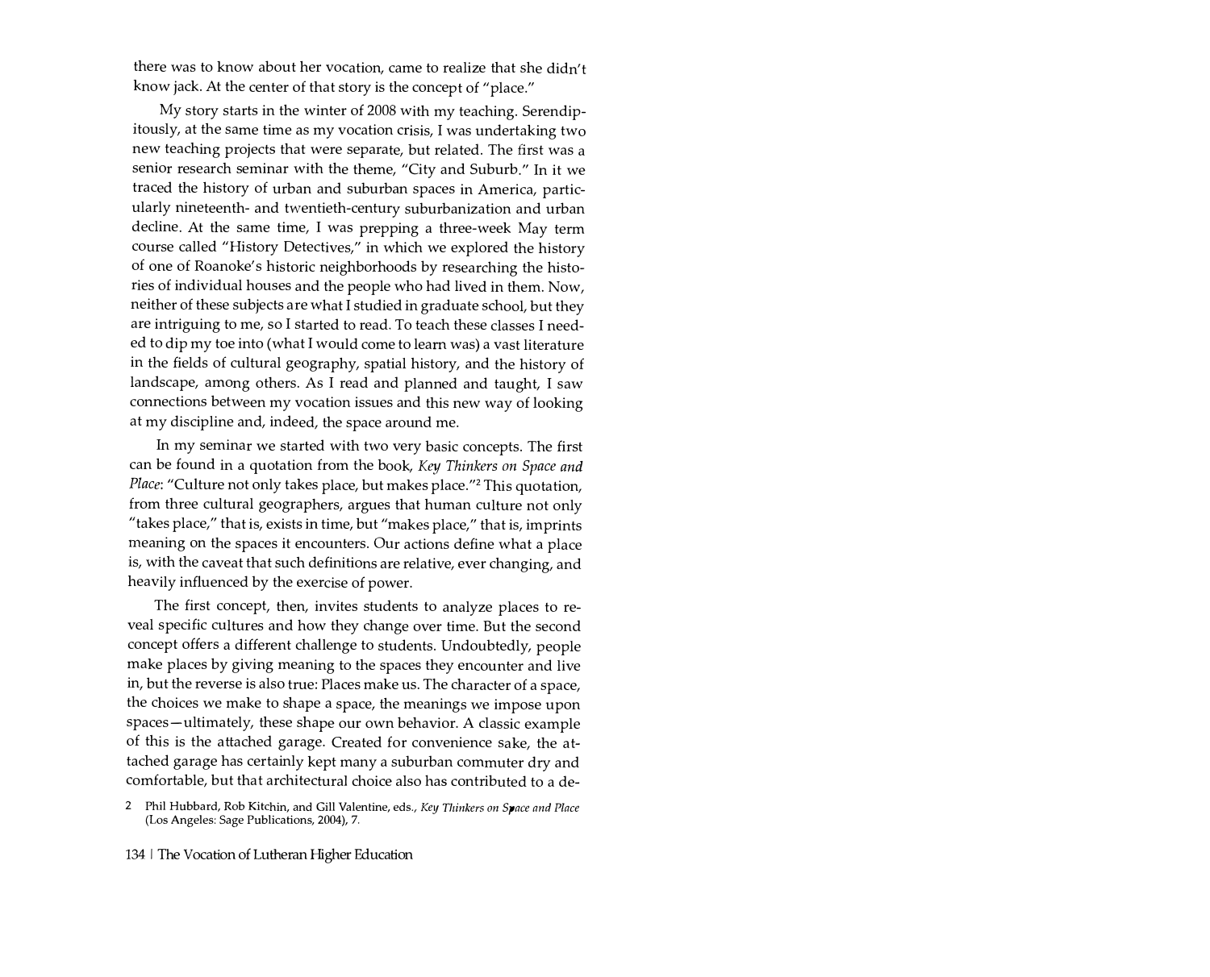there was to know about her vocation, came to realize that she didn't know jack. At the center of that story is the concept of "place."

My story starts in the winter of 2008 with my teaching. Serendipitously, at the same time as my vocation crisis, I was undertaking two new teaching projects that were separate, but related. The first was a senior research seminar with the theme, "City and Suburb." In it we traced the history of urban and suburban spaces in America, particularly nineteenth- and twentieth-century suburbanization and urban decline. At the same time, I was prepping a three-week May term course called "History Detectives," in which we explored the history of one of Roanoke's historic neighborhoods by researching the histories of individual houses and the people who had lived in them. Now, neither of these subjects are what I studied in graduate school, but they are intriguing to me, so I started to read. To teach these classes I needed to dip my toe into (what I would come to learn was) a vast literature in the fields of cultural geography, spatial history, and the history of landscape, among others. As I read and planned and taught, I saw connections between my vocation issues and this new way of looking at my discipline and, indeed, the space around me.

In my seminar we started with two very basic concepts. The first can be found in a quotation from the book, *Key Thinkers on Space and Place*: "Culture not only takes place, but makes place."[2] This quotation, from three cultural geographers, argues that human culture not only "takes place," that is, exists in time, but "makes place," that is, imprints meaning on the spaces it encounters. Our actions define what a place is, with the caveat that such definitions are relative, ever changing, and heavily influenced by the exercise of power.

The first concept, then, invites students to analyze places to reveal specific cultures and how they change over time. But the second concept offers a different challenge to students. Undoubtedly, people make places by giving meaning to the spaces they encounter and live in, but the reverse is also true: Places make us. The character of a space, the choices we make to shape a space, the meanings we impose upon spaces—ultimately, these shape our own behavior. A classic example of this is the attached garage. Created for convenience sake, the attached garage has certainly kept many a suburban commuter dry and comfortable, but that architectural choice also has contributed to a de-

2 Phil Hubbard, Rob Kitchin, and Gill Valentine, eds., *Key Thinkers on Space and Place* (Los Angeles: Sage Publications, 2004), 7.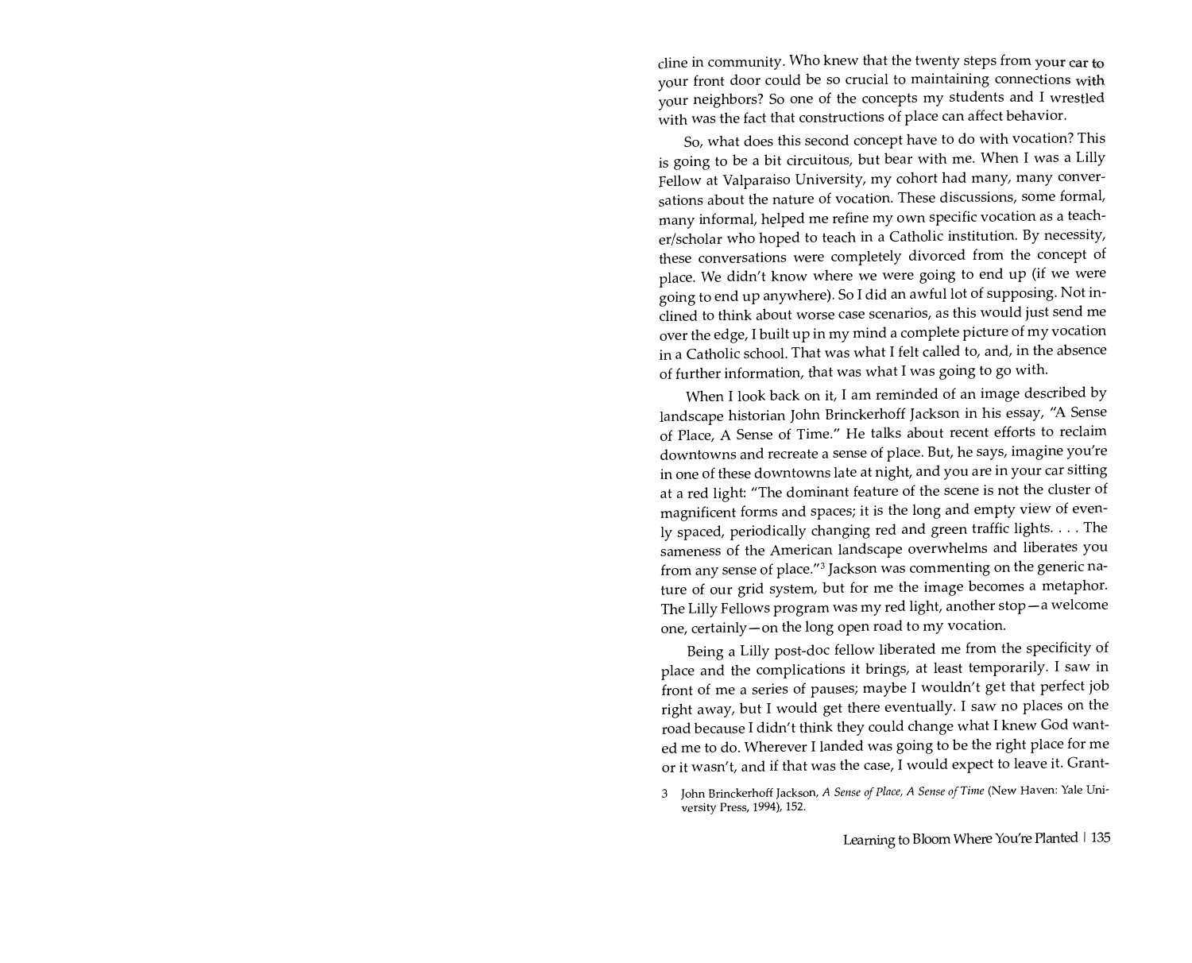cline in community. Who knew that the twenty steps from your car to your front door could be so crucial to maintaining connections with your neighbors? So one of the concepts my students and I wrestled with was the fact that constructions of place can affect behavior.

So, what does this second concept have to do with vocation? This is going to be a bit circuitous, but bear with me. When I was a Lilly Fellow at Valparaiso University, my cohort had many, many conversations about the nature of vocation. These discussions, some formal, many informal, helped me refine my own specific vocation as a teacher/scholar who hoped to teach in a Catholic institution. By necessity, these conversations were completely divorced from the concept of place. We didn't know where we were going to end up (if we were going to end up anywhere). So I did an awful lot of supposing. Not inclined to think about worse case scenarios, as this would just send me over the edge, I built up in my mind a complete picture of my vocation in a Catholic school. That was what I felt called to, and, in the absence of further information, that was what I was going to go with.

When I look back on it, I am reminded of an image described by landscape historian John Brinckerhoff Jackson in his essay, "A Sense of Place, A Sense of Time." He talks about recent efforts to reclaim downtowns and recreate a sense of place. But, he says, imagine you're in one of these downtowns late at night, and you are in your car sitting at a red light: "The dominant feature of the scene is not the cluster of magnificent forms and spaces; it is the long and empty view of evenly spaced, periodically changing red and green traffic lights. . . . The sameness of the American landscape overwhelms and liberates you from any sense of place."[3] Jackson was commenting on the generic nature of our grid system, but for me the image becomes a metaphor. The Lilly Fellows program was my red light, another stop—a welcome one, certainly—on the long open road to my vocation.

Being a Lilly post-doc fellow liberated me from the specificity of place and the complications it brings, at least temporarily. I saw in front of me a series of pauses; maybe I wouldn't get that perfect job right away, but I would get there eventually. I saw no places on the road because I didn't think they could change what I knew God wanted me to do. Wherever I landed was going to be the right place for me or it wasn't, and if that was the case, I would expect to leave it. Grant-

3 John Brinckerhoff Jackson, *A Sense of Place, A Sense of Time* (New Haven: Yale University Press, 1994), 152.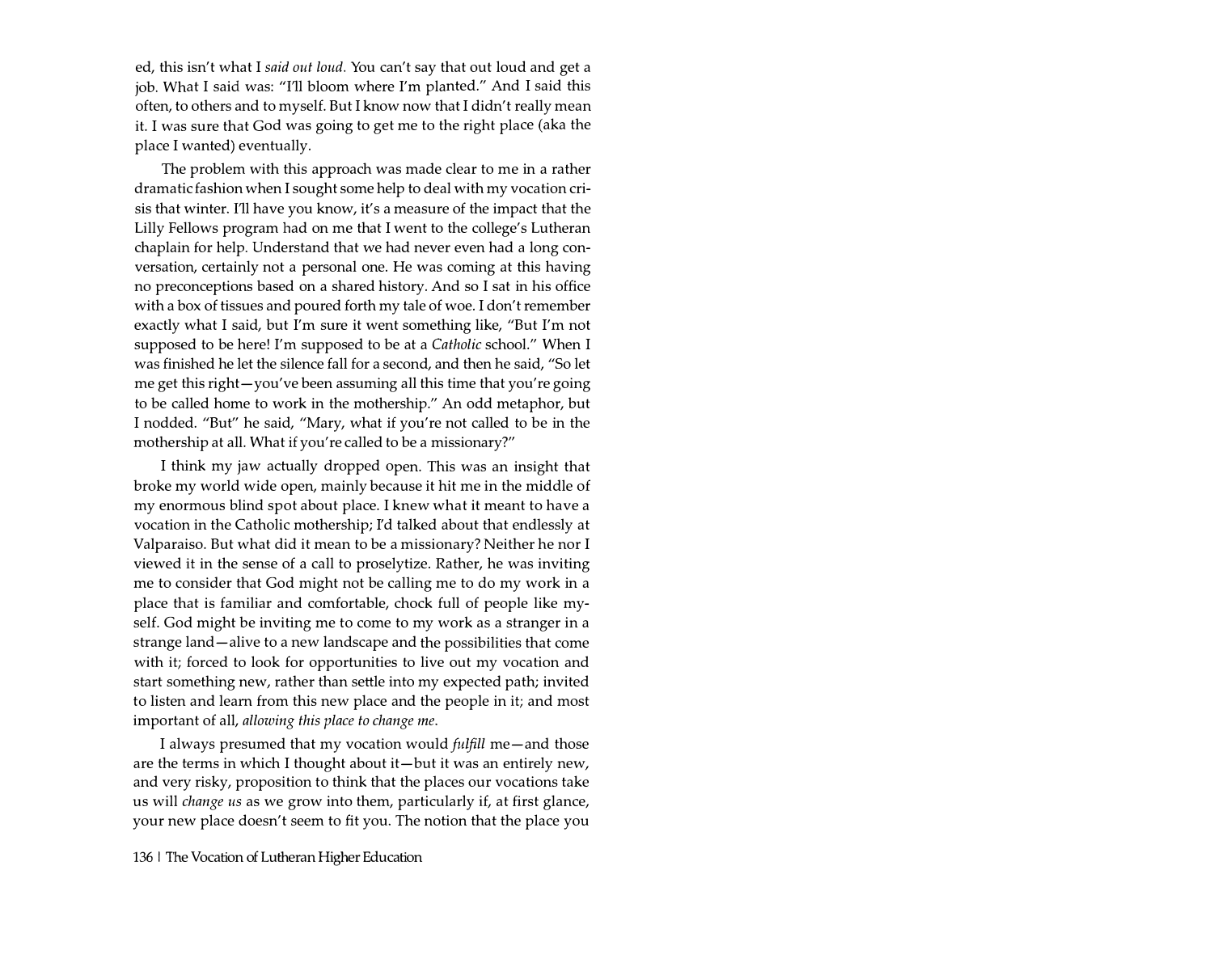ed, this isn't what I *said out loud.* You can't say that out loud and get a job. What I said was: "I'll bloom where I'm planted." And I said this often, to others and to myself. But I know now that I didn't really mean it. I was sure that God was going to get me to the right place (aka the place I wanted) eventually.

The problem with this approach was made clear to me in a rather dramatic fashion when I sought some help to deal with my vocation crisis that winter. I'll have you know, it's a measure of the impact that the Lilly Fellows program had on me that I went to the college's Lutheran chaplain for help. Understand that we had never even had a long conversation, certainly not a personal one. He was coming at this having no preconceptions based on a shared history. And so I sat in his office with a box of tissues and poured forth my tale of woe. I don't remember exactly what I said, but I'm sure it went something like, "But I'm not supposed to be here! I'm supposed to be at a *Catholic* school." When I was finished he let the silence fall for a second, and then he said, "So let me get this right—you've been assuming all this time that you're going to be called home to work in the mothership." An odd metaphor, but I nodded. "But" he said, "Mary, what if you're not called to be in the mothership at all. What if you're called to be a missionary?"

I think my jaw actually dropped open. This was an insight that broke my world wide open, mainly because it hit me in the middle of my enormous blind spot about place. I knew what it meant to have a vocation in the Catholic mothership; I'd talked about that endlessly at Valparaiso. But what did it mean to be a missionary? Neither he nor I viewed it in the sense of a call to proselytize. Rather, he was inviting me to consider that God might not be calling me to do my work in a place that is familiar and comfortable, chock full of people like myself. God might be inviting me to come to my work as a stranger in a strange land—alive to a new landscape and the possibilities that come with it; forced to look for opportunities to live out my vocation and start something new, rather than settle into my expected path; invited to listen and learn from this new place and the people in it; and most important of all, *allowing this place to change me*.

I always presumed that my vocation would *fulfill* me—and those are the terms in which I thought about it—but it was an entirely new, and very risky, proposition to think that the places our vocations take us will *change us* as we grow into them, particularly if, at first glance, your new place doesn't seem to fit you. The notion that the place you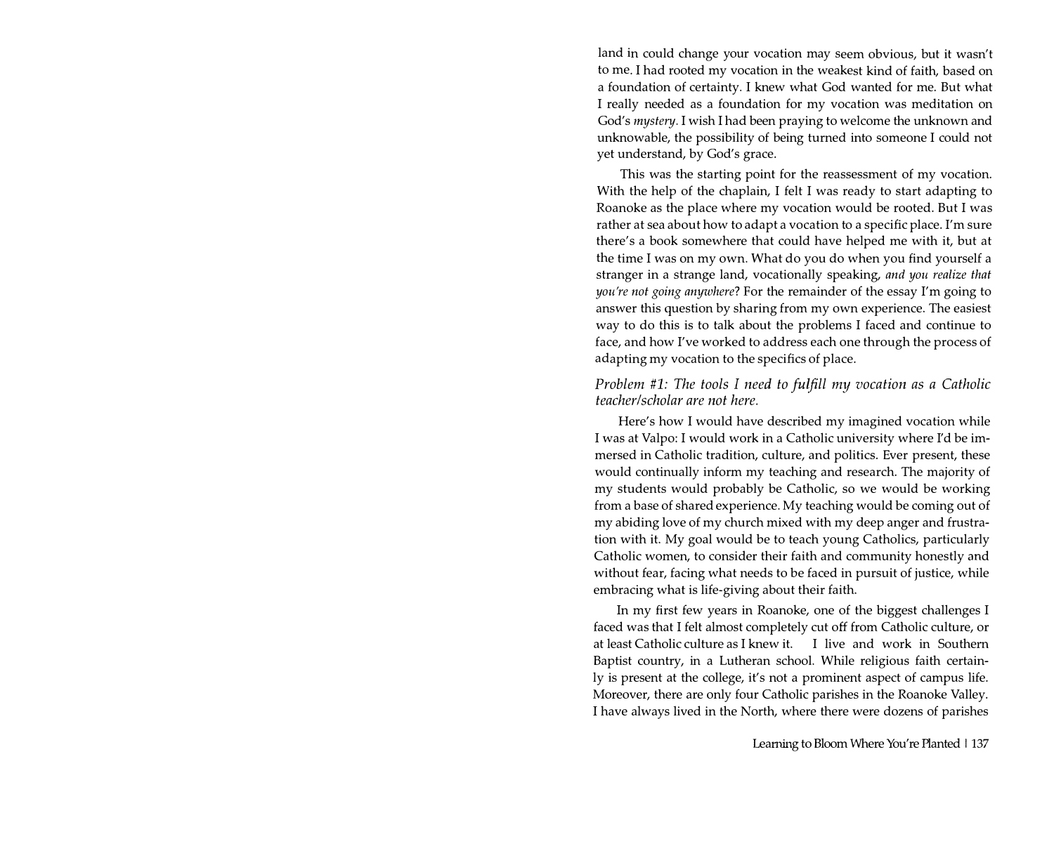land in could change your vocation may seem obvious, but it wasn't to me. I had rooted my vocation in the weakest kind of faith, based on a foundation of certainty. I knew what God wanted for me. But what I really needed as a foundation for my vocation was meditation on God's *mystery*. I wish I had been praying to welcome the unknown and unknowable, the possibility of being turned into someone I could not yet understand, by God's grace.

This was the starting point for the reassessment of my vocation. With the help of the chaplain, I felt I was ready to start adapting to Roanoke as the place where my vocation would be rooted. But I was rather at sea about how to adapt a vocation to a specific place. I'm sure there's a book somewhere that could have helped me with it, but at the time I was on my own. What do you do when you find yourself a stranger in a strange land, vocationally speaking, *and you realize that you're not going anywhere*? For the remainder of the essay I'm going to answer this question by sharing from my own experience. The easiest way to do this is to talk about the problems I faced and continue to face, and how I've worked to address each one through the process of adapting my vocation to the specifics of place.

*Problem #1: The tools I need to fulfill my vocation as a Catholic teacher/scholar are not here.*

Here's how I would have described my imagined vocation while I was at Valpo: I would work in a Catholic university where I'd be immersed in Catholic tradition, culture, and politics. Ever present, these would continually inform my teaching and research. The majority of my students would probably be Catholic, so we would be working from a base of shared experience. My teaching would be coming out of my abiding love of my church mixed with my deep anger and frustration with it. My goal would be to teach young Catholics, particularly Catholic women, to consider their faith and community honestly and without fear, facing what needs to be faced in pursuit of justice, while embracing what is life-giving about their faith.

In my first few years in Roanoke, one of the biggest challenges I faced was that I felt almost completely cut off from Catholic culture, or at least Catholic culture as I knew it. I live and work in Southern Baptist country, in a Lutheran school. While religious faith certainly is present at the college, it's not a prominent aspect of campus life. Moreover, there are only four Catholic parishes in the Roanoke Valley. I have always lived in the North, where there were dozens of parishes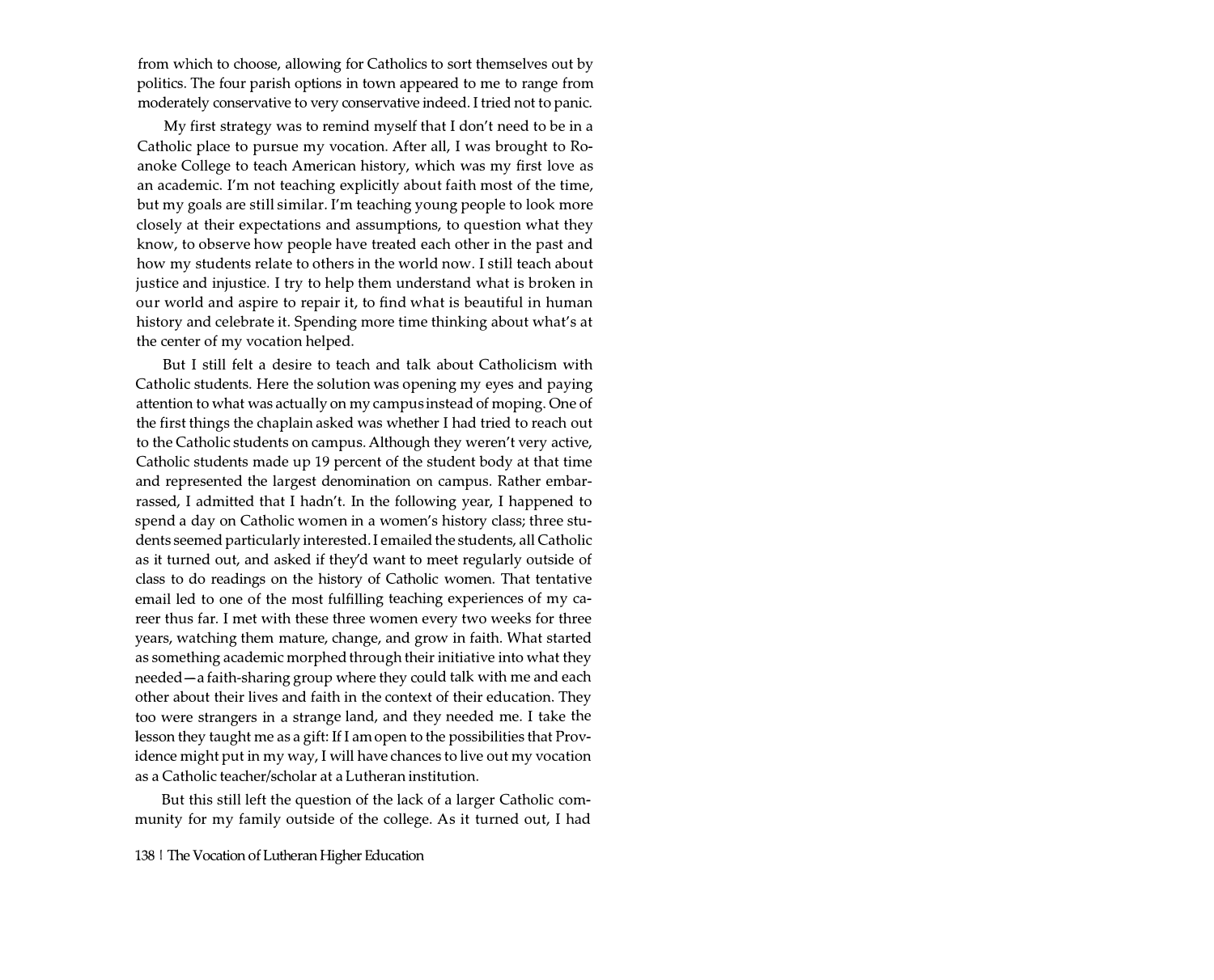from which to choose, allowing for Catholics to sort themselves out by politics. The four parish options in town appeared to me to range from moderately conservative to very conservative indeed. I tried not to panic.

My first strategy was to remind myself that I don't need to be in a Catholic place to pursue my vocation. After all, I was brought to Roanoke College to teach American history, which was my first love as an academic. I'm not teaching explicitly about faith most of the time, but my goals are still similar. I'm teaching young people to look more closely at their expectations and assumptions, to question what they know, to observe how people have treated each other in the past and how my students relate to others in the world now. I still teach about justice and injustice. I try to help them understand what is broken in our world and aspire to repair it, to find what is beautiful in human history and celebrate it. Spending more time thinking about what's at the center of my vocation helped.

But I still felt a desire to teach and talk about Catholicism with Catholic students. Here the solution was opening my eyes and paying attention to what was actually on my campus instead of moping. One of the first things the chaplain asked was whether I had tried to reach out to the Catholic students on campus. Although they weren't very active, Catholic students made up 19 percent of the student body at that time and represented the largest denomination on campus. Rather embarrassed, I admitted that I hadn't. In the following year, I happened to spend a day on Catholic women in a women's history class; three students seemed particularly interested. I emailed the students, all Catholic as it turned out, and asked if they'd want to meet regularly outside of class to do readings on the history of Catholic women. That tentative email led to one of the most fulfilling teaching experiences of my career thus far. I met with these three women every two weeks for three years, watching them mature, change, and grow in faith. What started as something academic morphed through their initiative into what they needed—a faith-sharing group where they could talk with me and each other about their lives and faith in the context of their education. They too were strangers in a strange land, and they needed me. I take the lesson they taught me as a gift: If I am open to the possibilities that Providence might put in my way, I will have chances to live out my vocation as a Catholic teacher/scholar at a Lutheran institution.

But this still left the question of the lack of a larger Catholic community for my family outside of the college. As it turned out, I had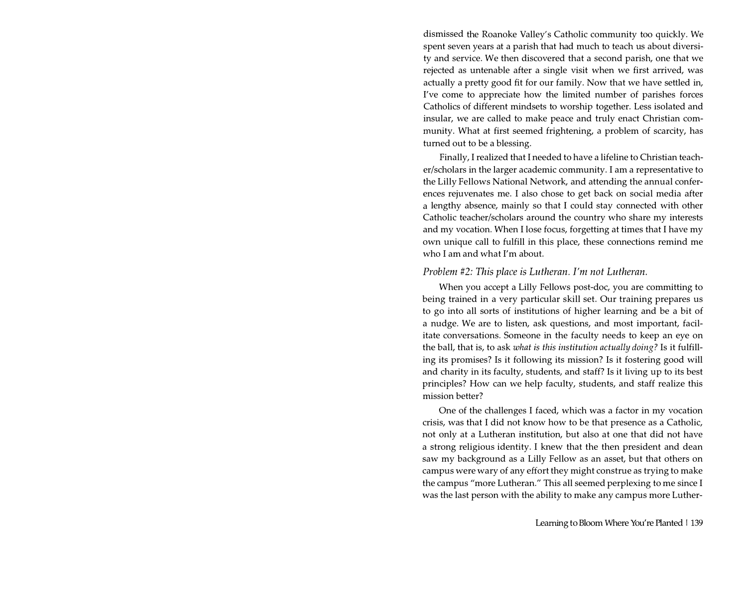dismissed the Roanoke Valley's Catholic community too quickly. We spent seven years at a parish that had much to teach us about diversity and service. We then discovered that a second parish, one that we rejected as untenable after a single visit when we first arrived, was actually a pretty good fit for our family. Now that we have settled in, I've come to appreciate how the limited number of parishes forces Catholics of different mindsets to worship together. Less isolated and insular, we are called to make peace and truly enact Christian community. What at first seemed frightening, a problem of scarcity, has turned out to be a blessing.

Finally, I realized that I needed to have a lifeline to Christian teacher/scholars in the larger academic community. I am a representative to the Lilly Fellows National Network, and attending the annual conferences rejuvenates me. I also chose to get back on social media after a lengthy absence, mainly so that I could stay connected with other Catholic teacher/scholars around the country who share my interests and my vocation. When I lose focus, forgetting at times that I have my own unique call to fulfill in this place, these connections remind me who I am and what I'm about.

*Problem #2: This place is Lutheran. I'm not Lutheran.*

When you accept a Lilly Fellows post-doc, you are committing to being trained in a very particular skill set. Our training prepares us to go into all sorts of institutions of higher learning and be a bit of a nudge. We are to listen, ask questions, and most important, facilitate conversations. Someone in the faculty needs to keep an eye on the ball, that is, to ask *what is this institution actually doing?* Is it fulfilling its promises? Is it following its mission? Is it fostering good will and charity in its faculty, students, and staff? Is it living up to its best principles? How can we help faculty, students, and staff realize this mission better?

One of the challenges I faced, which was a factor in my vocation crisis, was that I did not know how to be that presence as a Catholic, not only at a Lutheran institution, but also at one that did not have a strong religious identity. I knew that the then president and dean saw my background as a Lilly Fellow as an asset, but that others on campus were wary of any effort they might construe as trying to make the campus "more Lutheran." This all seemed perplexing to me since I was the last person with the ability to make any campus more Luther-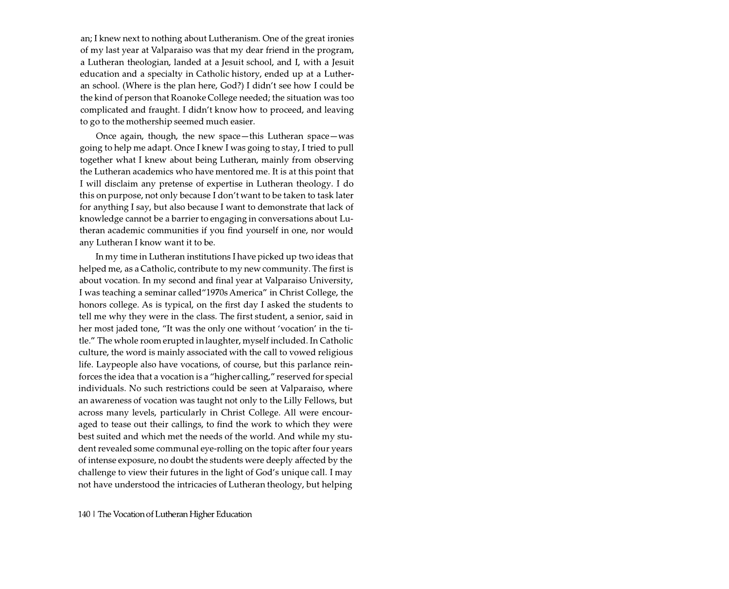an; I knew next to nothing about Lutheranism. One of the great ironies of my last year at Valparaiso was that my dear friend in the program, a Lutheran theologian, landed at a Jesuit school, and I, with a Jesuit education and a specialty in Catholic history, ended up at a Lutheran school. (Where is the plan here, God?) I didn't see how I could be the kind of person that Roanoke College needed; the situation was too complicated and fraught. I didn't know how to proceed, and leaving to go to the mothership seemed much easier.

Once again, though, the new space—this Lutheran space—was going to help me adapt. Once I knew I was going to stay, I tried to pull together what I knew about being Lutheran, mainly from observing the Lutheran academics who have mentored me. It is at this point that I will disclaim any pretense of expertise in Lutheran theology. I do this on purpose, not only because I don't want to be taken to task later for anything I say, but also because I want to demonstrate that lack of knowledge cannot be a barrier to engaging in conversations about Lutheran academic communities if you find yourself in one, nor would any Lutheran I know want it to be.

In my time in Lutheran institutions I have picked up two ideas that helped me, as a Catholic, contribute to my new community. The first is about vocation. In my second and final year at Valparaiso University, I was teaching a seminar called "1970s America" in Christ College, the honors college. As is typical, on the first day I asked the students to tell me why they were in the class. The first student, a senior, said in her most jaded tone, "It was the only one without 'vocation' in the title." The whole room erupted in laughter, myself included. In Catholic culture, the word is mainly associated with the call to vowed religious life. Laypeople also have vocations, of course, but this parlance reinforces the idea that a vocation is a "higher calling," reserved for special individuals. No such restrictions could be seen at Valparaiso, where an awareness of vocation was taught not only to the Lilly Fellows, but across many levels, particularly in Christ College. All were encouraged to tease out their callings, to find the work to which they were best suited and which met the needs of the world. And while my student revealed some communal eye-rolling on the topic after four years of intense exposure, no doubt the students were deeply affected by the challenge to view their futures in the light of God's unique call. I may not have understood the intricacies of Lutheran theology, but helping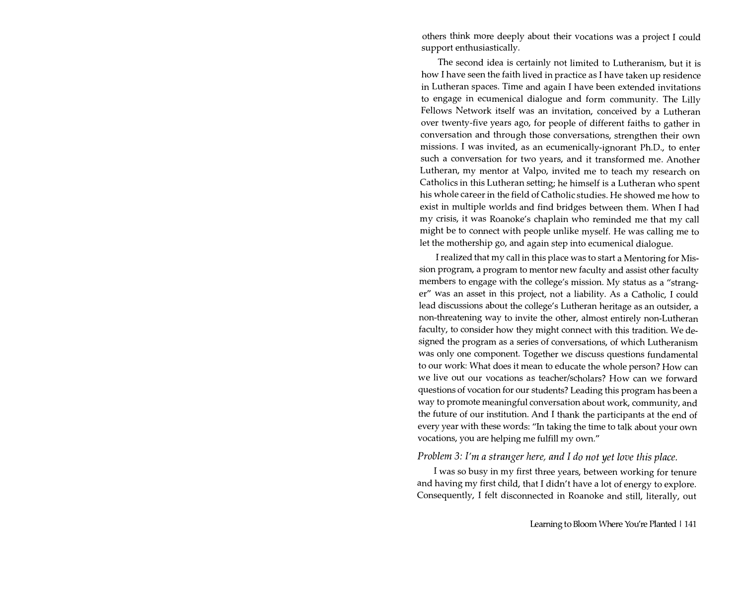others think more deeply about their vocations was a project I could support enthusiastically.

The second idea is certainly not limited to Lutheranism, but it is how I have seen the faith lived in practice as I have taken up residence in Lutheran spaces. Time and again I have been extended invitations to engage in ecumenical dialogue and form community. The Lilly Fellows Network itself was an invitation, conceived by a Lutheran over twenty-five years ago, for people of different faiths to gather in conversation and through those conversations, strengthen their own missions. I was invited, as an ecumenically-ignorant Ph.D., to enter such a conversation for two years, and it transformed me. Another Lutheran, my mentor at Valpo, invited me to teach my research on Catholics in this Lutheran setting; he himself is a Lutheran who spent his whole career in the field of Catholic studies. He showed me how to exist in multiple worlds and find bridges between them. When I had my crisis, it was Roanoke's chaplain who reminded me that my call might be to connect with people unlike myself. He was calling me to let the mothership go, and again step into ecumenical dialogue.

I realized that my call in this place was to start a Mentoring for Mission program, a program to mentor new faculty and assist other faculty members to engage with the college's mission. My status as a "stranger" was an asset in this project, not a liability. As a Catholic, I could lead discussions about the college's Lutheran heritage as an outsider, a non-threatening way to invite the other, almost entirely non-Lutheran faculty, to consider how they might connect with this tradition. We designed the program as a series of conversations, of which Lutheranism was only one component. Together we discuss questions fundamental to our work: What does it mean to educate the whole person? How can we live out our vocations as teacher/scholars? How can we forward questions of vocation for our students? Leading this program has been a way to promote meaningful conversation about work, community, and the future of our institution. And I thank the participants at the end of every year with these words: "In taking the time to talk about your own vocations, you are helping me fulfill my own."

### *Problem 3: I'm a stranger here, and I do not yet love this place.*

I was so busy in my first three years, between working for tenure and having my first child, that I didn't have a lot of energy to explore. Consequently, I felt disconnected in Roanoke and still, literally, out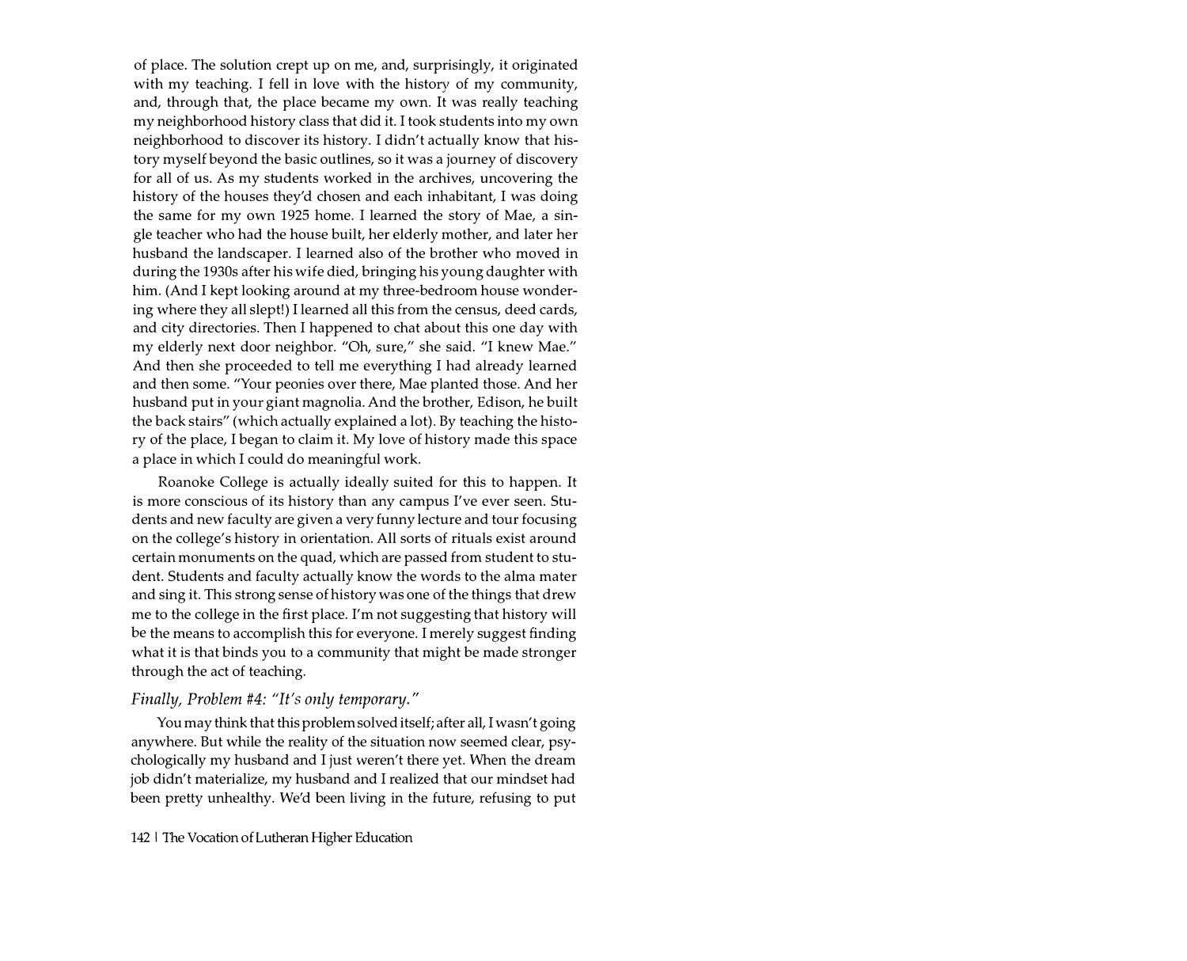of place. The solution crept up on me, and, surprisingly, it originated with my teaching. I fell in love with the history of my community, and, through that, the place became my own. It was really teaching my neighborhood history class that did it. I took students into my own neighborhood to discover its history. I didn't actually know that history myself beyond the basic outlines, so it was a journey of discovery for all of us. As my students worked in the archives, uncovering the history of the houses they'd chosen and each inhabitant, I was doing the same for my own 1925 home. I learned the story of Mae, a single teacher who had the house built, her elderly mother, and later her husband the landscaper. I learned also of the brother who moved in during the 1930s after his wife died, bringing his young daughter with him. (And I kept looking around at my three-bedroom house wondering where they all slept!) I learned all this from the census, deed cards, and city directories. Then I happened to chat about this one day with my elderly next door neighbor. "Oh, sure," she said. "I knew Mae." And then she proceeded to tell me everything I had already learned and then some. "Your peonies over there, Mae planted those. And her husband put in your giant magnolia. And the brother, Edison, he built the back stairs" (which actually explained a lot). By teaching the history of the place, I began to claim it. My love of history made this space a place in which I could do meaningful work.

Roanoke College is actually ideally suited for this to happen. It is more conscious of its history than any campus I've ever seen. Students and new faculty are given a very funny lecture and tour focusing on the college's history in orientation. All sorts of rituals exist around certain monuments on the quad, which are passed from student to student. Students and faculty actually know the words to the alma mater and sing it. This strong sense of history was one of the things that drew me to the college in the first place. I'm not suggesting that history will be the means to accomplish this for everyone. I merely suggest finding what it is that binds you to a community that might be made stronger through the act of teaching.

### *Finally, Problem #4: "It's only temporary."*

You may think that this problem solved itself; after all, I wasn't going anywhere. But while the reality of the situation now seemed clear, psychologically my husband and I just weren't there yet. When the dream job didn't materialize, my husband and I realized that our mindset had been pretty unhealthy. We'd been living in the future, refusing to put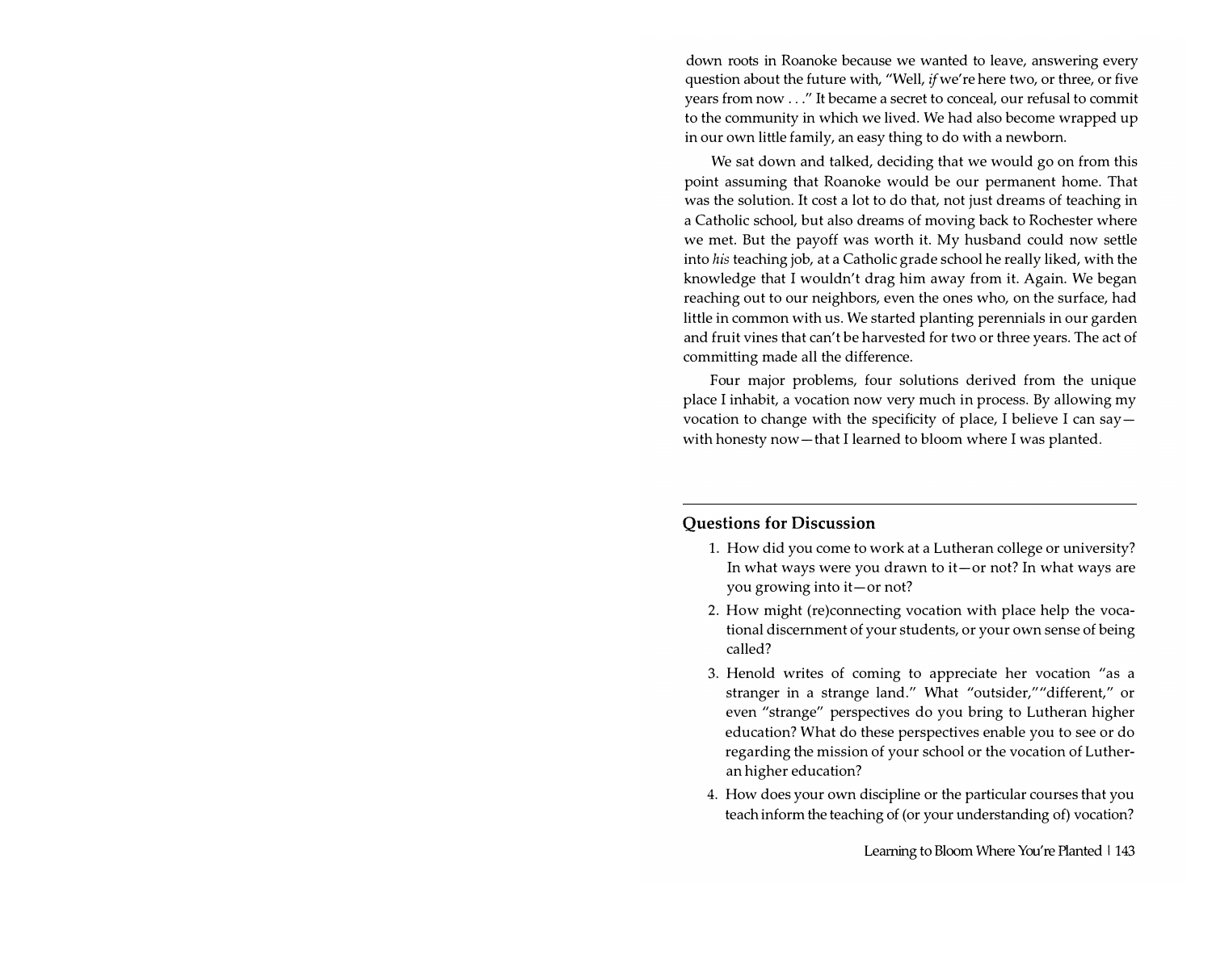down roots in Roanoke because we wanted to leave, answering every question about the future with, "Well, *if* we're here two, or three, or five years from now . . ." It became a secret to conceal, our refusal to commit to the community in which we lived. We had also become wrapped up in our own little family, an easy thing to do with a newborn.

We sat down and talked, deciding that we would go on from this point assuming that Roanoke would be our permanent home. That was the solution. It cost a lot to do that, not just dreams of teaching in a Catholic school, but also dreams of moving back to Rochester where we met. But the payoff was worth it. My husband could now settle into *his* teaching job, at a Catholic grade school he really liked, with the knowledge that I wouldn't drag him away from it. Again. We began reaching out to our neighbors, even the ones who, on the surface, had little in common with us. We started planting perennials in our garden and fruit vines that can't be harvested for two or three years. The act of committing made all the difference.

Four major problems, four solutions derived from the unique place I inhabit, a vocation now very much in process. By allowing my vocation to change with the specificity of place, I believe I can say—with honesty now—that I learned to bloom where I was planted.

---

## Questions for Discussion

1. How did you come to work at a Lutheran college or university? In what ways were you drawn to it—or not? In what ways are you growing into it—or not?
2. How might (re)connecting vocation with place help the vocational discernment of your students, or your own sense of being called?
3. Henold writes of coming to appreciate her vocation "as a stranger in a strange land." What "outsider,""different," or even "strange" perspectives do you bring to Lutheran higher education? What do these perspectives enable you to see or do regarding the mission of your school or the vocation of Lutheran higher education?
4. How does your own discipline or the particular courses that you teach inform the teaching of (or your understanding of) vocation?